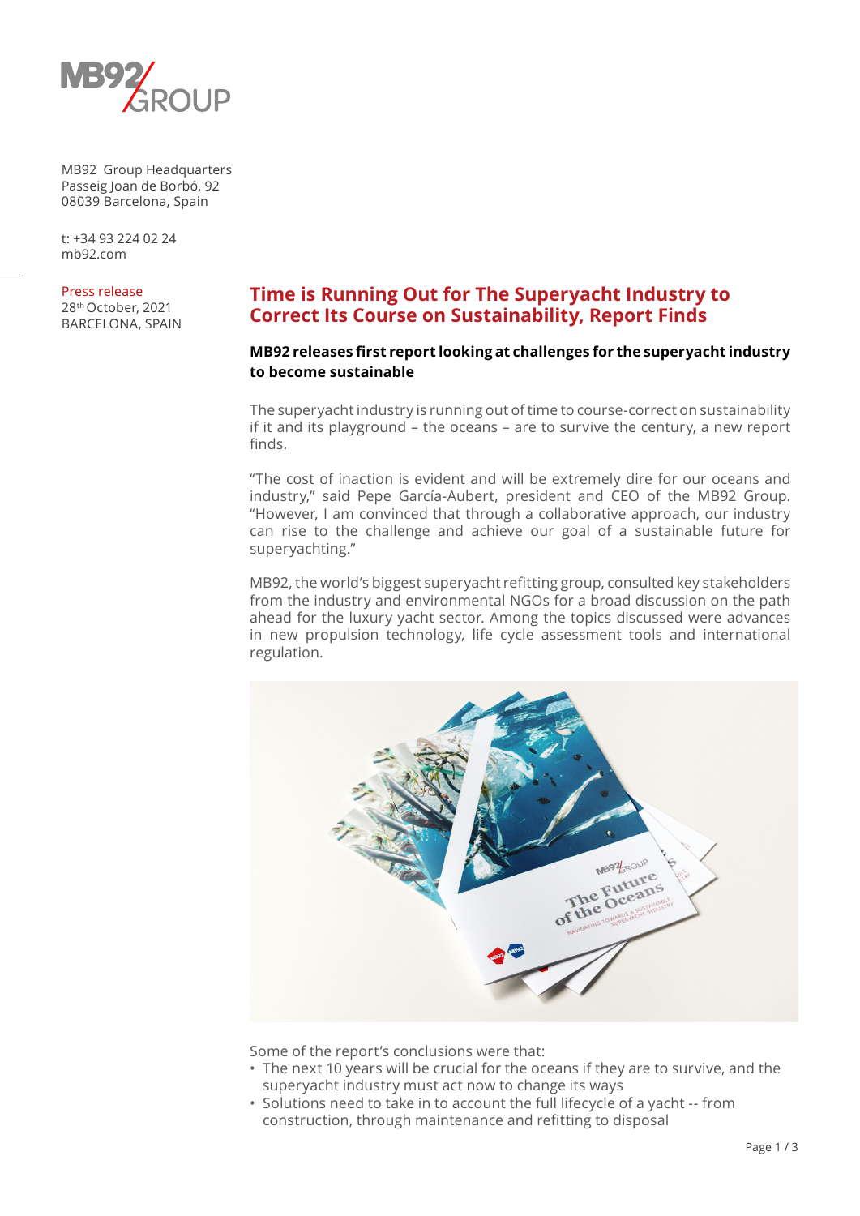MB92 Group Headquarters
Passeig Joan de Borbó, 92
08039 Barcelona, Spain

t: +34 93 224 02 24
mb92.com

Press release
28th October, 2021
BARCELONA, SPAIN

# Time is Running Out for The Superyacht Industry to Correct Its Course on Sustainability, Report Finds

**MB92 releases first report looking at challenges for the superyacht industry to become sustainable**

The superyacht industry is running out of time to course-correct on sustainability if it and its playground – the oceans – are to survive the century, a new report finds.

"The cost of inaction is evident and will be extremely dire for our oceans and industry," said Pepe García-Aubert, president and CEO of the MB92 Group. "However, I am convinced that through a collaborative approach, our industry can rise to the challenge and achieve our goal of a sustainable future for superyachting."

MB92, the world's biggest superyacht refitting group, consulted key stakeholders from the industry and environmental NGOs for a broad discussion on the path ahead for the luxury yacht sector. Among the topics discussed were advances in new propulsion technology, life cycle assessment tools and international regulation.

Some of the report's conclusions were that:

- The next 10 years will be crucial for the oceans if they are to survive, and the superyacht industry must act now to change its ways
- Solutions need to take in to account the full lifecycle of a yacht -- from construction, through maintenance and refitting to disposal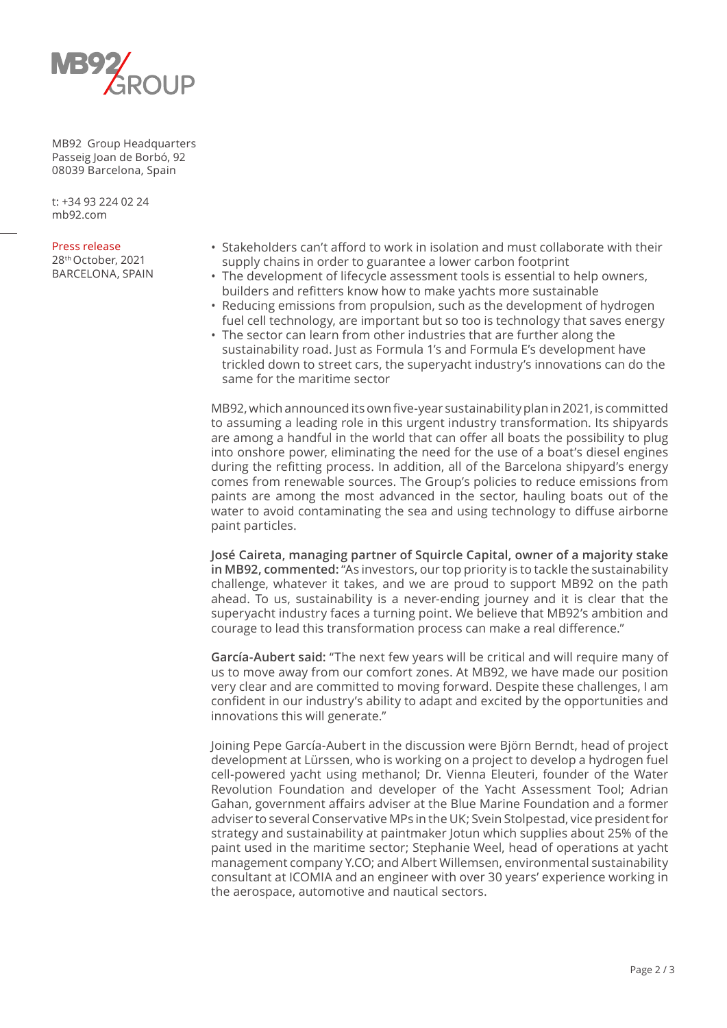MB92 Group Headquarters
Passeig Joan de Borbó, 92
08039 Barcelona, Spain

t: +34 93 224 02 24
mb92.com

Press release
28th October, 2021
BARCELONA, SPAIN

- Stakeholders can't afford to work in isolation and must collaborate with their supply chains in order to guarantee a lower carbon footprint
- The development of lifecycle assessment tools is essential to help owners, builders and refitters know how to make yachts more sustainable
- Reducing emissions from propulsion, such as the development of hydrogen fuel cell technology, are important but so too is technology that saves energy
- The sector can learn from other industries that are further along the sustainability road. Just as Formula 1's and Formula E's development have trickled down to street cars, the superyacht industry's innovations can do the same for the maritime sector

MB92, which announced its own five-year sustainability plan in 2021, is committed to assuming a leading role in this urgent industry transformation. Its shipyards are among a handful in the world that can offer all boats the possibility to plug into onshore power, eliminating the need for the use of a boat's diesel engines during the refitting process. In addition, all of the Barcelona shipyard's energy comes from renewable sources. The Group's policies to reduce emissions from paints are among the most advanced in the sector, hauling boats out of the water to avoid contaminating the sea and using technology to diffuse airborne paint particles.

**José Caireta, managing partner of Squircle Capital, owner of a majority stake in MB92, commented:** "As investors, our top priority is to tackle the sustainability challenge, whatever it takes, and we are proud to support MB92 on the path ahead. To us, sustainability is a never-ending journey and it is clear that the superyacht industry faces a turning point. We believe that MB92's ambition and courage to lead this transformation process can make a real difference."

**García-Aubert said:** "The next few years will be critical and will require many of us to move away from our comfort zones. At MB92, we have made our position very clear and are committed to moving forward. Despite these challenges, I am confident in our industry's ability to adapt and excited by the opportunities and innovations this will generate."

Joining Pepe García-Aubert in the discussion were Björn Berndt, head of project development at Lürssen, who is working on a project to develop a hydrogen fuel cell-powered yacht using methanol; Dr. Vienna Eleuteri, founder of the Water Revolution Foundation and developer of the Yacht Assessment Tool; Adrian Gahan, government affairs adviser at the Blue Marine Foundation and a former adviser to several Conservative MPs in the UK; Svein Stolpestad, vice president for strategy and sustainability at paintmaker Jotun which supplies about 25% of the paint used in the maritime sector; Stephanie Weel, head of operations at yacht management company Y.CO; and Albert Willemsen, environmental sustainability consultant at ICOMIA and an engineer with over 30 years' experience working in the aerospace, automotive and nautical sectors.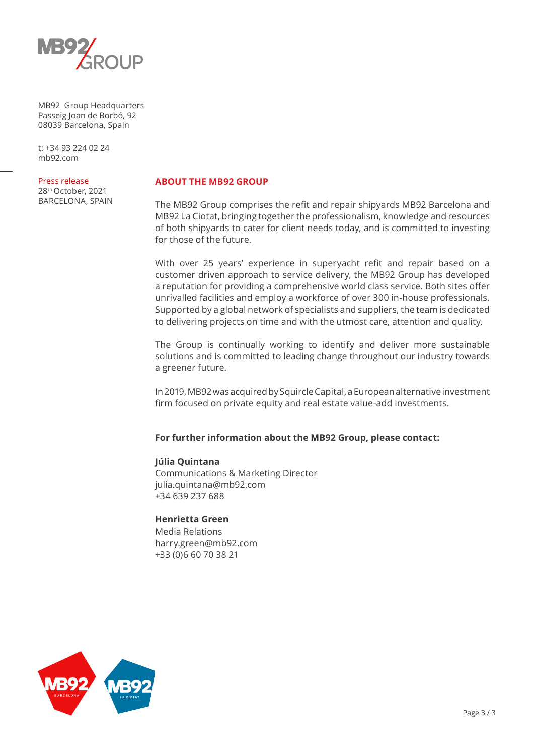MB92 Group Headquarters
Passeig Joan de Borbó, 92
08039 Barcelona, Spain

t: +34 93 224 02 24
mb92.com

Press release
28th October, 2021
BARCELONA, SPAIN

## ABOUT THE MB92 GROUP

The MB92 Group comprises the refit and repair shipyards MB92 Barcelona and MB92 La Ciotat, bringing together the professionalism, knowledge and resources of both shipyards to cater for client needs today, and is committed to investing for those of the future.

With over 25 years' experience in superyacht refit and repair based on a customer driven approach to service delivery, the MB92 Group has developed a reputation for providing a comprehensive world class service. Both sites offer unrivalled facilities and employ a workforce of over 300 in-house professionals. Supported by a global network of specialists and suppliers, the team is dedicated to delivering projects on time and with the utmost care, attention and quality.

The Group is continually working to identify and deliver more sustainable solutions and is committed to leading change throughout our industry towards a greener future.

In 2019, MB92 was acquired by Squircle Capital, a European alternative investment firm focused on private equity and real estate value-add investments.

**For further information about the MB92 Group, please contact:**

**Júlia Quintana**
Communications & Marketing Director
julia.quintana@mb92.com
+34 639 237 688

**Henrietta Green**
Media Relations
harry.green@mb92.com
+33 (0)6 60 70 38 21